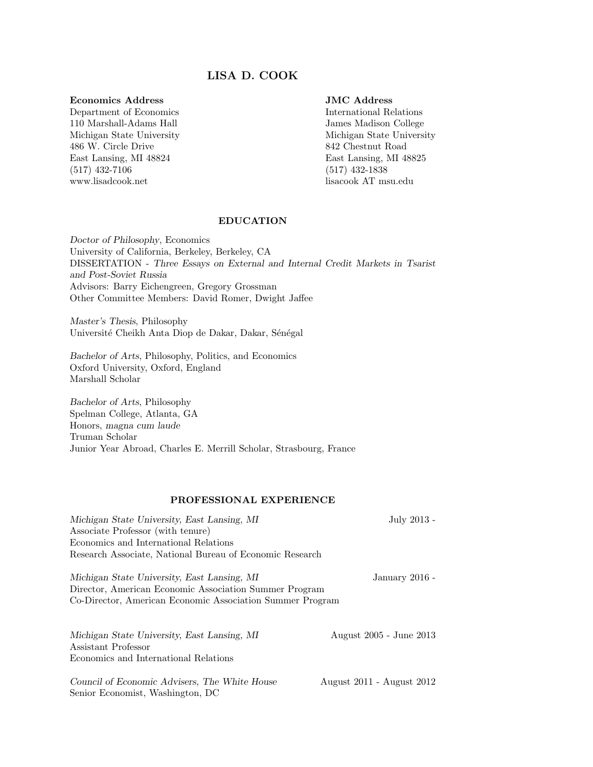# LISA D. COOK

**Economics Address**
Department of Economics
110 Marshall-Adams Hall
Michigan State University
486 W. Circle Drive
East Lansing, MI 48824
(517) 432-7106
www.lisadcook.net

**JMC Address**
International Relations
James Madison College
Michigan State University
842 Chestnut Road
East Lansing, MI 48825
(517) 432-1838
lisacook AT msu.edu

## EDUCATION

*Doctor of Philosophy*, Economics
University of California, Berkeley, Berkeley, CA
DISSERTATION - *Three Essays on External and Internal Credit Markets in Tsarist and Post-Soviet Russia*
Advisors: Barry Eichengreen, Gregory Grossman
Other Committee Members: David Romer, Dwight Jaffee

*Master's Thesis*, Philosophy
Université Cheikh Anta Diop de Dakar, Dakar, Sénégal

*Bachelor of Arts*, Philosophy, Politics, and Economics
Oxford University, Oxford, England
Marshall Scholar

*Bachelor of Arts*, Philosophy
Spelman College, Atlanta, GA
Honors, *magna cum laude*
Truman Scholar
Junior Year Abroad, Charles E. Merrill Scholar, Strasbourg, France

## PROFESSIONAL EXPERIENCE

*Michigan State University, East Lansing, MI* — July 2013 -
Associate Professor (with tenure)
Economics and International Relations
Research Associate, National Bureau of Economic Research

*Michigan State University, East Lansing, MI* — January 2016 -
Director, American Economic Association Summer Program
Co-Director, American Economic Association Summer Program

*Michigan State University, East Lansing, MI* — August 2005 - June 2013
Assistant Professor
Economics and International Relations

*Council of Economic Advisers, The White House* — August 2011 - August 2012
Senior Economist, Washington, DC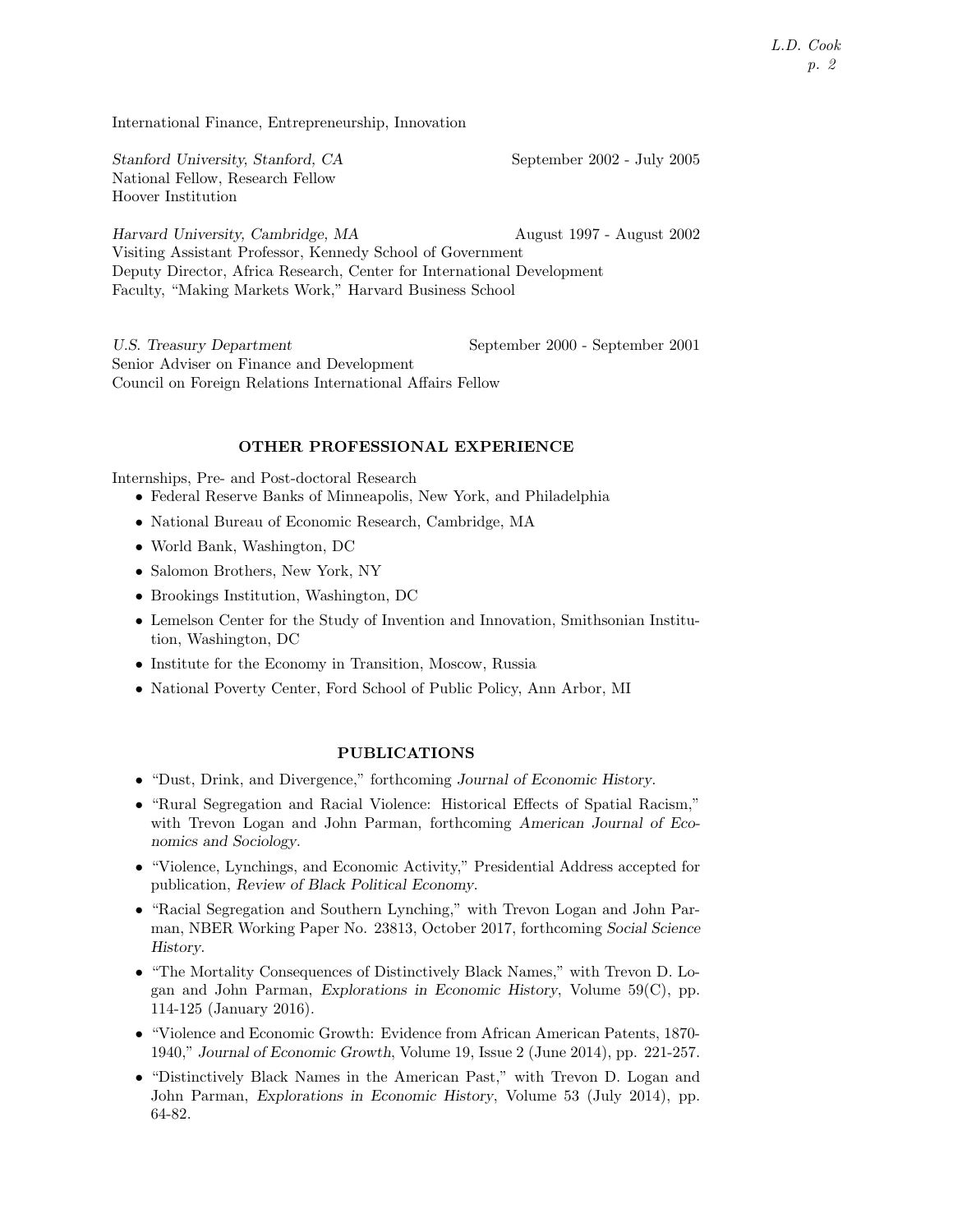International Finance, Entrepreneurship, Innovation

*Stanford University, Stanford, CA* September 2002 - July 2005
National Fellow, Research Fellow
Hoover Institution

*Harvard University, Cambridge, MA* August 1997 - August 2002
Visiting Assistant Professor, Kennedy School of Government
Deputy Director, Africa Research, Center for International Development
Faculty, "Making Markets Work," Harvard Business School

*U.S. Treasury Department* September 2000 - September 2001
Senior Adviser on Finance and Development
Council on Foreign Relations International Affairs Fellow

## OTHER PROFESSIONAL EXPERIENCE

Internships, Pre- and Post-doctoral Research

- Federal Reserve Banks of Minneapolis, New York, and Philadelphia
- National Bureau of Economic Research, Cambridge, MA
- World Bank, Washington, DC
- Salomon Brothers, New York, NY
- Brookings Institution, Washington, DC
- Lemelson Center for the Study of Invention and Innovation, Smithsonian Institution, Washington, DC
- Institute for the Economy in Transition, Moscow, Russia
- National Poverty Center, Ford School of Public Policy, Ann Arbor, MI

## PUBLICATIONS

- "Dust, Drink, and Divergence," forthcoming *Journal of Economic History*.
- "Rural Segregation and Racial Violence: Historical Effects of Spatial Racism," with Trevon Logan and John Parman, forthcoming *American Journal of Economics and Sociology*.
- "Violence, Lynchings, and Economic Activity," Presidential Address accepted for publication, *Review of Black Political Economy*.
- "Racial Segregation and Southern Lynching," with Trevon Logan and John Parman, NBER Working Paper No. 23813, October 2017, forthcoming *Social Science History*.
- "The Mortality Consequences of Distinctively Black Names," with Trevon D. Logan and John Parman, *Explorations in Economic History*, Volume 59(C), pp. 114-125 (January 2016).
- "Violence and Economic Growth: Evidence from African American Patents, 1870-1940," *Journal of Economic Growth*, Volume 19, Issue 2 (June 2014), pp. 221-257.
- "Distinctively Black Names in the American Past," with Trevon D. Logan and John Parman, *Explorations in Economic History*, Volume 53 (July 2014), pp. 64-82.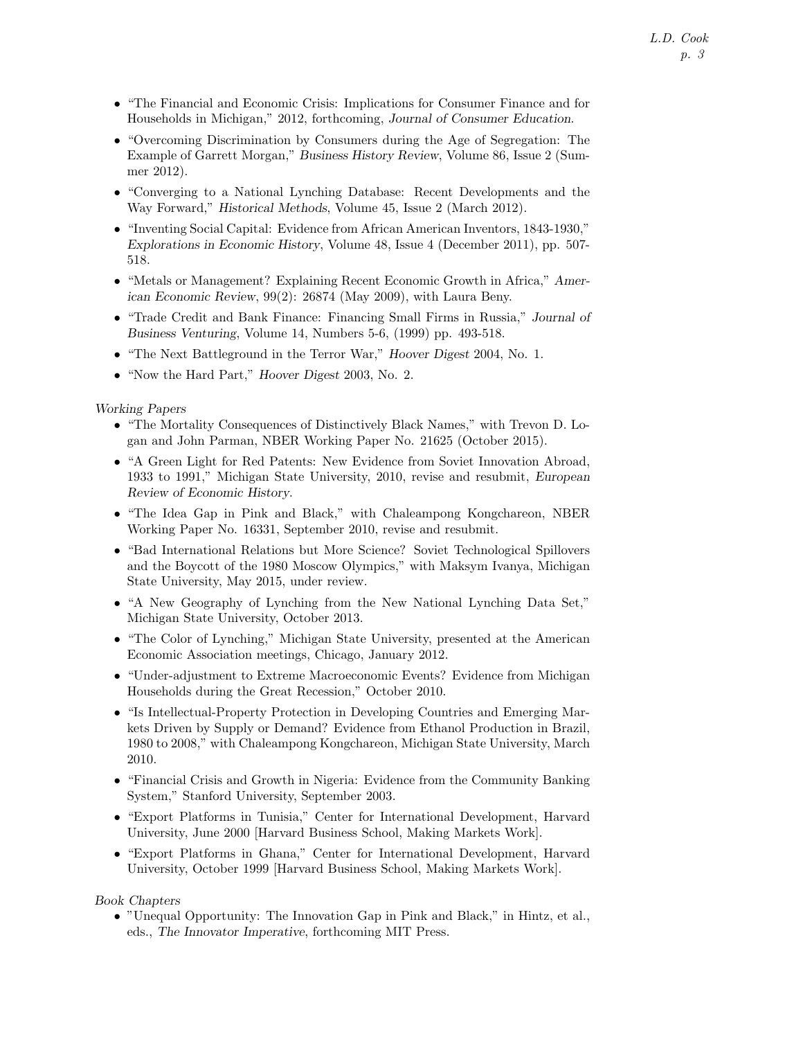- "The Financial and Economic Crisis: Implications for Consumer Finance and for Households in Michigan," 2012, forthcoming, *Journal of Consumer Education*.
- "Overcoming Discrimination by Consumers during the Age of Segregation: The Example of Garrett Morgan," *Business History Review*, Volume 86, Issue 2 (Summer 2012).
- "Converging to a National Lynching Database: Recent Developments and the Way Forward," *Historical Methods*, Volume 45, Issue 2 (March 2012).
- "Inventing Social Capital: Evidence from African American Inventors, 1843-1930," *Explorations in Economic History*, Volume 48, Issue 4 (December 2011), pp. 507-518.
- "Metals or Management? Explaining Recent Economic Growth in Africa," *American Economic Review*, 99(2): 26874 (May 2009), with Laura Beny.
- "Trade Credit and Bank Finance: Financing Small Firms in Russia," *Journal of Business Venturing*, Volume 14, Numbers 5-6, (1999) pp. 493-518.
- "The Next Battleground in the Terror War," *Hoover Digest* 2004, No. 1.
- "Now the Hard Part," *Hoover Digest* 2003, No. 2.

*Working Papers*

- "The Mortality Consequences of Distinctively Black Names," with Trevon D. Logan and John Parman, NBER Working Paper No. 21625 (October 2015).
- "A Green Light for Red Patents: New Evidence from Soviet Innovation Abroad, 1933 to 1991," Michigan State University, 2010, revise and resubmit, *European Review of Economic History*.
- "The Idea Gap in Pink and Black," with Chaleampong Kongchareon, NBER Working Paper No. 16331, September 2010, revise and resubmit.
- "Bad International Relations but More Science? Soviet Technological Spillovers and the Boycott of the 1980 Moscow Olympics," with Maksym Ivanya, Michigan State University, May 2015, under review.
- "A New Geography of Lynching from the New National Lynching Data Set," Michigan State University, October 2013.
- "The Color of Lynching," Michigan State University, presented at the American Economic Association meetings, Chicago, January 2012.
- "Under-adjustment to Extreme Macroeconomic Events? Evidence from Michigan Households during the Great Recession," October 2010.
- "Is Intellectual-Property Protection in Developing Countries and Emerging Markets Driven by Supply or Demand? Evidence from Ethanol Production in Brazil, 1980 to 2008," with Chaleampong Kongchareon, Michigan State University, March 2010.
- "Financial Crisis and Growth in Nigeria: Evidence from the Community Banking System," Stanford University, September 2003.
- "Export Platforms in Tunisia," Center for International Development, Harvard University, June 2000 [Harvard Business School, Making Markets Work].
- "Export Platforms in Ghana," Center for International Development, Harvard University, October 1999 [Harvard Business School, Making Markets Work].

*Book Chapters*

- "Unequal Opportunity: The Innovation Gap in Pink and Black," in Hintz, et al., eds., *The Innovator Imperative*, forthcoming MIT Press.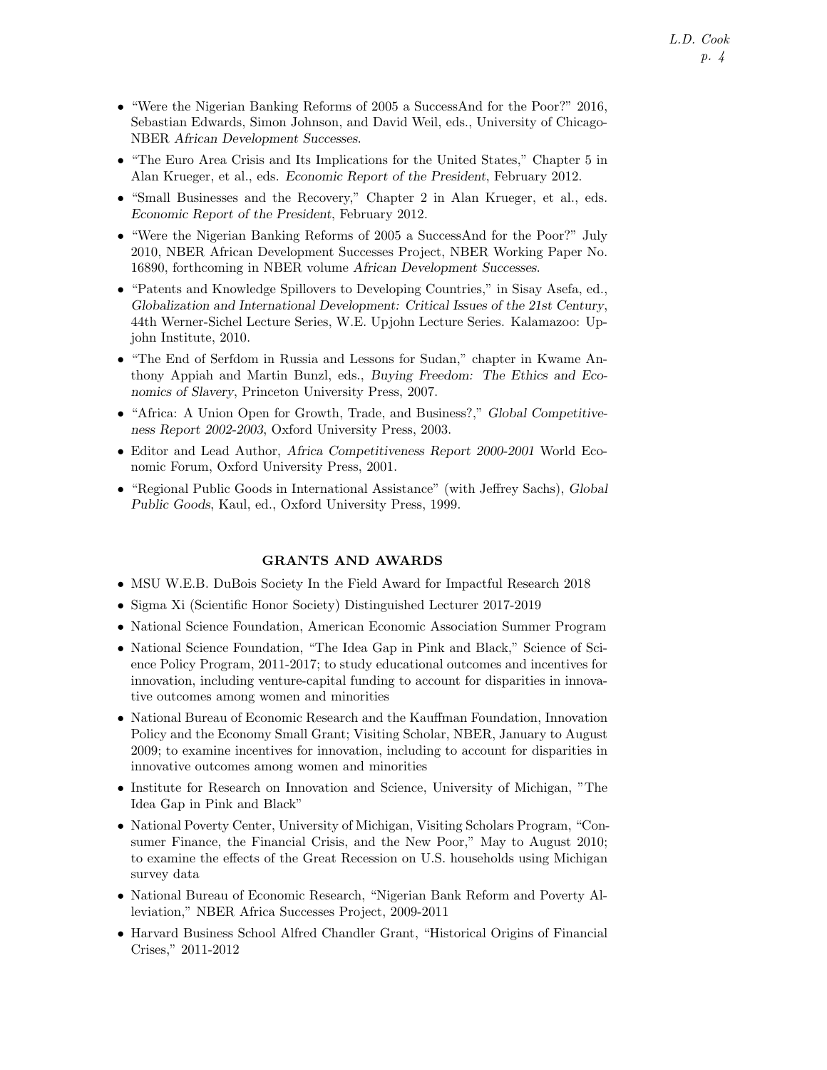- "Were the Nigerian Banking Reforms of 2005 a SuccessAnd for the Poor?" 2016, Sebastian Edwards, Simon Johnson, and David Weil, eds., University of Chicago-NBER *African Development Successes*.
- "The Euro Area Crisis and Its Implications for the United States," Chapter 5 in Alan Krueger, et al., eds. *Economic Report of the President*, February 2012.
- "Small Businesses and the Recovery," Chapter 2 in Alan Krueger, et al., eds. *Economic Report of the President*, February 2012.
- "Were the Nigerian Banking Reforms of 2005 a SuccessAnd for the Poor?" July 2010, NBER African Development Successes Project, NBER Working Paper No. 16890, forthcoming in NBER volume *African Development Successes*.
- "Patents and Knowledge Spillovers to Developing Countries," in Sisay Asefa, ed., *Globalization and International Development: Critical Issues of the 21st Century*, 44th Werner-Sichel Lecture Series, W.E. Upjohn Lecture Series. Kalamazoo: Upjohn Institute, 2010.
- "The End of Serfdom in Russia and Lessons for Sudan," chapter in Kwame Anthony Appiah and Martin Bunzl, eds., *Buying Freedom: The Ethics and Economics of Slavery*, Princeton University Press, 2007.
- "Africa: A Union Open for Growth, Trade, and Business?," *Global Competitiveness Report 2002-2003*, Oxford University Press, 2003.
- Editor and Lead Author, *Africa Competitiveness Report 2000-2001* World Economic Forum, Oxford University Press, 2001.
- "Regional Public Goods in International Assistance" (with Jeffrey Sachs), *Global Public Goods*, Kaul, ed., Oxford University Press, 1999.

## GRANTS AND AWARDS

- MSU W.E.B. DuBois Society In the Field Award for Impactful Research 2018
- Sigma Xi (Scientific Honor Society) Distinguished Lecturer 2017-2019
- National Science Foundation, American Economic Association Summer Program
- National Science Foundation, "The Idea Gap in Pink and Black," Science of Science Policy Program, 2011-2017; to study educational outcomes and incentives for innovation, including venture-capital funding to account for disparities in innovative outcomes among women and minorities
- National Bureau of Economic Research and the Kauffman Foundation, Innovation Policy and the Economy Small Grant; Visiting Scholar, NBER, January to August 2009; to examine incentives for innovation, including to account for disparities in innovative outcomes among women and minorities
- Institute for Research on Innovation and Science, University of Michigan, "The Idea Gap in Pink and Black"
- National Poverty Center, University of Michigan, Visiting Scholars Program, "Consumer Finance, the Financial Crisis, and the New Poor," May to August 2010; to examine the effects of the Great Recession on U.S. households using Michigan survey data
- National Bureau of Economic Research, "Nigerian Bank Reform and Poverty Alleviation," NBER Africa Successes Project, 2009-2011
- Harvard Business School Alfred Chandler Grant, "Historical Origins of Financial Crises," 2011-2012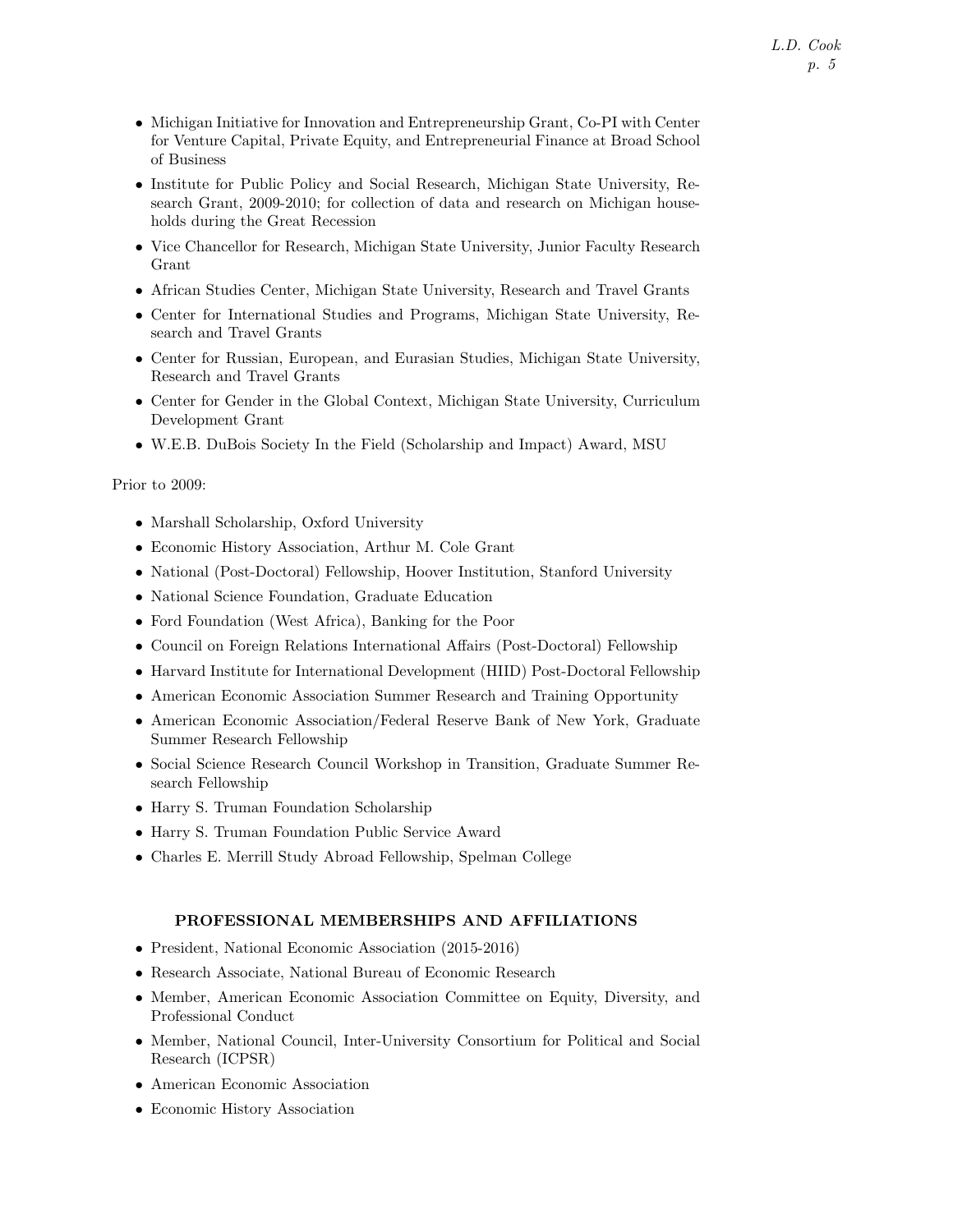- Michigan Initiative for Innovation and Entrepreneurship Grant, Co-PI with Center for Venture Capital, Private Equity, and Entrepreneurial Finance at Broad School of Business
- Institute for Public Policy and Social Research, Michigan State University, Research Grant, 2009-2010; for collection of data and research on Michigan households during the Great Recession
- Vice Chancellor for Research, Michigan State University, Junior Faculty Research Grant
- African Studies Center, Michigan State University, Research and Travel Grants
- Center for International Studies and Programs, Michigan State University, Research and Travel Grants
- Center for Russian, European, and Eurasian Studies, Michigan State University, Research and Travel Grants
- Center for Gender in the Global Context, Michigan State University, Curriculum Development Grant
- W.E.B. DuBois Society In the Field (Scholarship and Impact) Award, MSU

Prior to 2009:

- Marshall Scholarship, Oxford University
- Economic History Association, Arthur M. Cole Grant
- National (Post-Doctoral) Fellowship, Hoover Institution, Stanford University
- National Science Foundation, Graduate Education
- Ford Foundation (West Africa), Banking for the Poor
- Council on Foreign Relations International Affairs (Post-Doctoral) Fellowship
- Harvard Institute for International Development (HIID) Post-Doctoral Fellowship
- American Economic Association Summer Research and Training Opportunity
- American Economic Association/Federal Reserve Bank of New York, Graduate Summer Research Fellowship
- Social Science Research Council Workshop in Transition, Graduate Summer Research Fellowship
- Harry S. Truman Foundation Scholarship
- Harry S. Truman Foundation Public Service Award
- Charles E. Merrill Study Abroad Fellowship, Spelman College

## PROFESSIONAL MEMBERSHIPS AND AFFILIATIONS

- President, National Economic Association (2015-2016)
- Research Associate, National Bureau of Economic Research
- Member, American Economic Association Committee on Equity, Diversity, and Professional Conduct
- Member, National Council, Inter-University Consortium for Political and Social Research (ICPSR)
- American Economic Association
- Economic History Association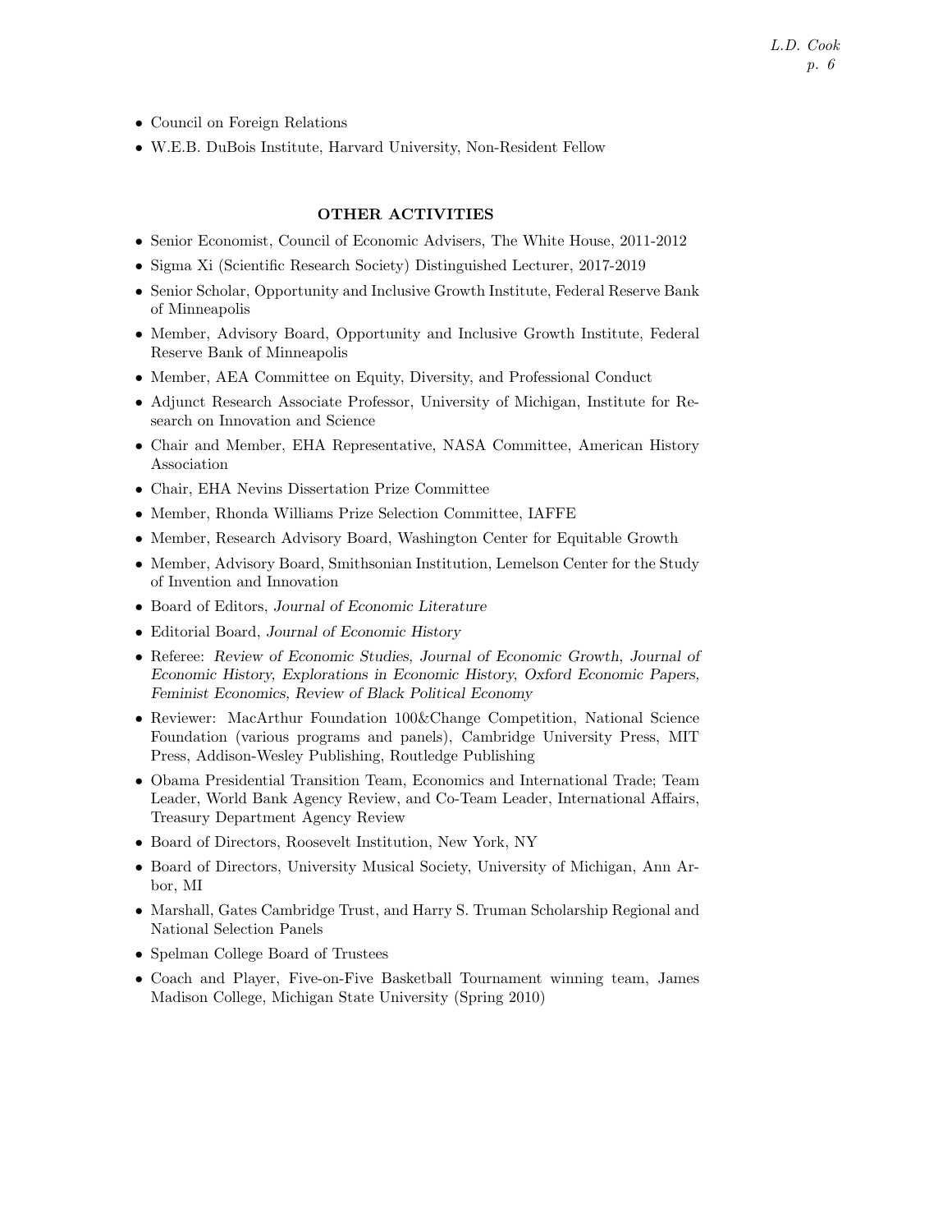- Council on Foreign Relations
- W.E.B. DuBois Institute, Harvard University, Non-Resident Fellow

## OTHER ACTIVITIES

- Senior Economist, Council of Economic Advisers, The White House, 2011-2012
- Sigma Xi (Scientific Research Society) Distinguished Lecturer, 2017-2019
- Senior Scholar, Opportunity and Inclusive Growth Institute, Federal Reserve Bank of Minneapolis
- Member, Advisory Board, Opportunity and Inclusive Growth Institute, Federal Reserve Bank of Minneapolis
- Member, AEA Committee on Equity, Diversity, and Professional Conduct
- Adjunct Research Associate Professor, University of Michigan, Institute for Research on Innovation and Science
- Chair and Member, EHA Representative, NASA Committee, American History Association
- Chair, EHA Nevins Dissertation Prize Committee
- Member, Rhonda Williams Prize Selection Committee, IAFFE
- Member, Research Advisory Board, Washington Center for Equitable Growth
- Member, Advisory Board, Smithsonian Institution, Lemelson Center for the Study of Invention and Innovation
- Board of Editors, *Journal of Economic Literature*
- Editorial Board, *Journal of Economic History*
- Referee: *Review of Economic Studies, Journal of Economic Growth, Journal of Economic History, Explorations in Economic History, Oxford Economic Papers, Feminist Economics, Review of Black Political Economy*
- Reviewer: MacArthur Foundation 100&Change Competition, National Science Foundation (various programs and panels), Cambridge University Press, MIT Press, Addison-Wesley Publishing, Routledge Publishing
- Obama Presidential Transition Team, Economics and International Trade; Team Leader, World Bank Agency Review, and Co-Team Leader, International Affairs, Treasury Department Agency Review
- Board of Directors, Roosevelt Institution, New York, NY
- Board of Directors, University Musical Society, University of Michigan, Ann Arbor, MI
- Marshall, Gates Cambridge Trust, and Harry S. Truman Scholarship Regional and National Selection Panels
- Spelman College Board of Trustees
- Coach and Player, Five-on-Five Basketball Tournament winning team, James Madison College, Michigan State University (Spring 2010)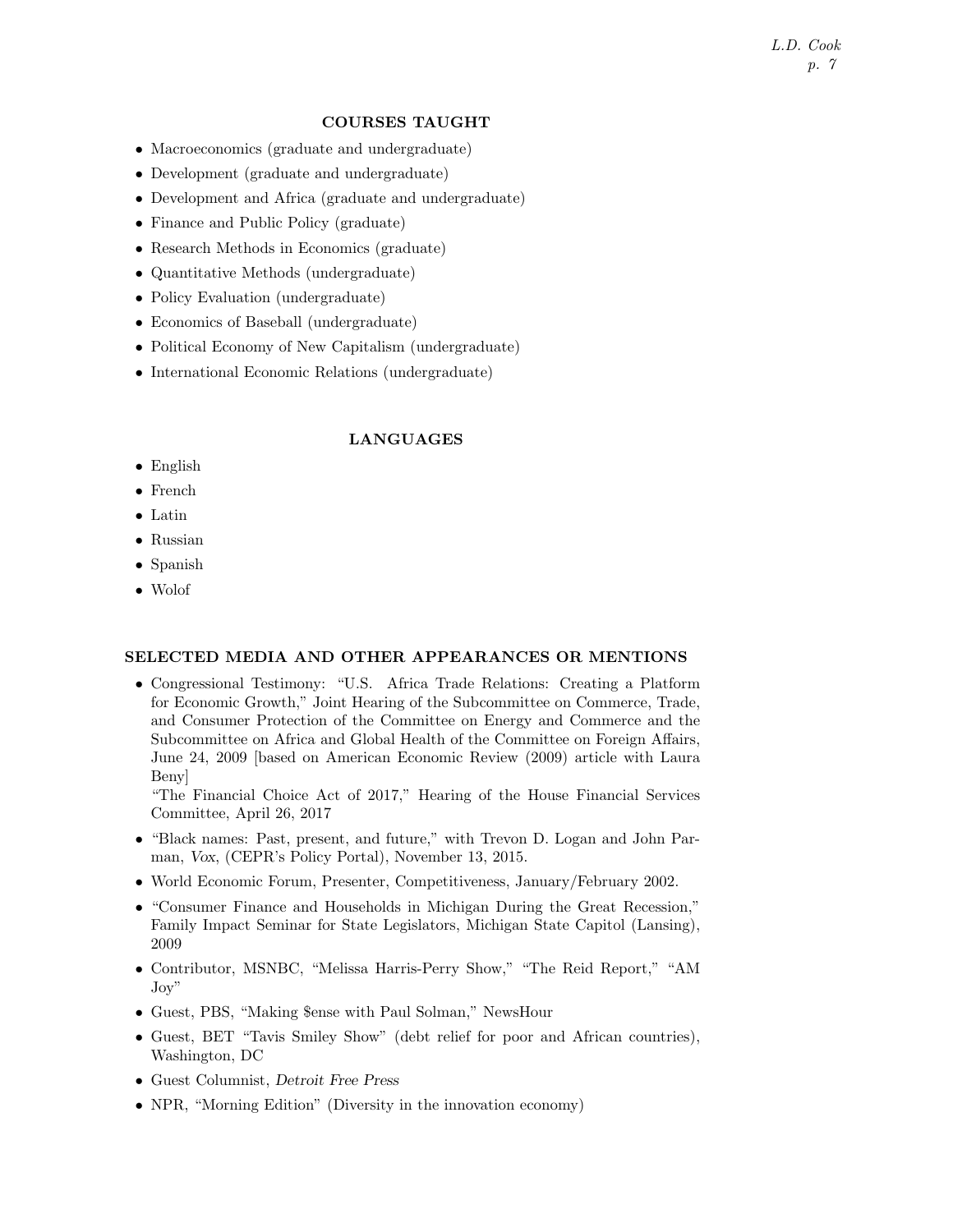## COURSES TAUGHT

- Macroeconomics (graduate and undergraduate)
- Development (graduate and undergraduate)
- Development and Africa (graduate and undergraduate)
- Finance and Public Policy (graduate)
- Research Methods in Economics (graduate)
- Quantitative Methods (undergraduate)
- Policy Evaluation (undergraduate)
- Economics of Baseball (undergraduate)
- Political Economy of New Capitalism (undergraduate)
- International Economic Relations (undergraduate)

## LANGUAGES

- English
- French
- Latin
- Russian
- Spanish
- Wolof

## SELECTED MEDIA AND OTHER APPEARANCES OR MENTIONS

- Congressional Testimony: "U.S. Africa Trade Relations: Creating a Platform for Economic Growth," Joint Hearing of the Subcommittee on Commerce, Trade, and Consumer Protection of the Committee on Energy and Commerce and the Subcommittee on Africa and Global Health of the Committee on Foreign Affairs, June 24, 2009 [based on American Economic Review (2009) article with Laura Beny]
  "The Financial Choice Act of 2017," Hearing of the House Financial Services Committee, April 26, 2017
- "Black names: Past, present, and future," with Trevon D. Logan and John Parman, *Vox*, (CEPR's Policy Portal), November 13, 2015.
- World Economic Forum, Presenter, Competitiveness, January/February 2002.
- "Consumer Finance and Households in Michigan During the Great Recession," Family Impact Seminar for State Legislators, Michigan State Capitol (Lansing), 2009
- Contributor, MSNBC, "Melissa Harris-Perry Show," "The Reid Report," "AM Joy"
- Guest, PBS, "Making $ense with Paul Solman," NewsHour
- Guest, BET "Tavis Smiley Show" (debt relief for poor and African countries), Washington, DC
- Guest Columnist, *Detroit Free Press*
- NPR, "Morning Edition" (Diversity in the innovation economy)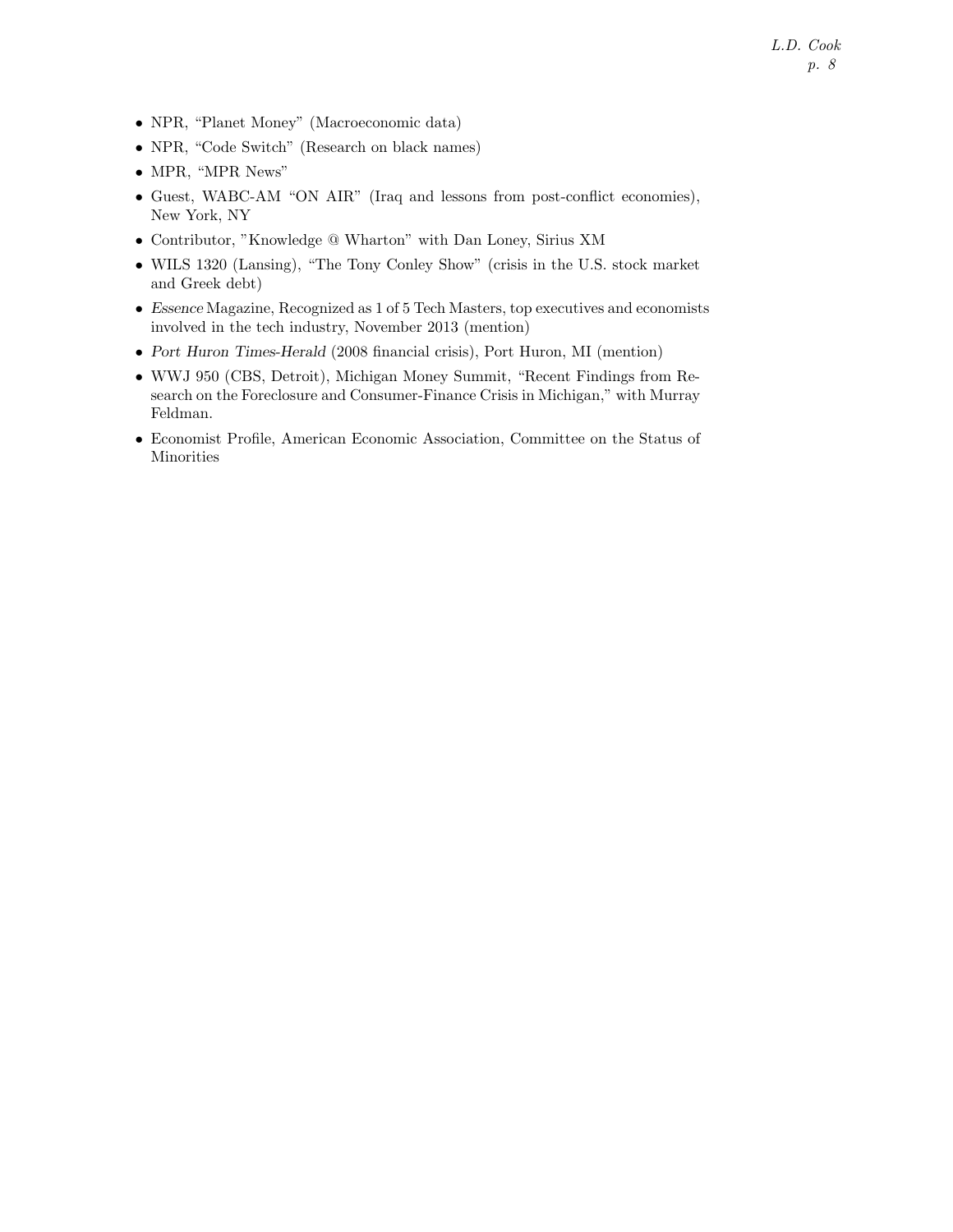- NPR, “Planet Money” (Macroeconomic data)
- NPR, “Code Switch” (Research on black names)
- MPR, “MPR News”
- Guest, WABC-AM “ON AIR” (Iraq and lessons from post-conflict economies), New York, NY
- Contributor, "Knowledge @ Wharton" with Dan Loney, Sirius XM
- WILS 1320 (Lansing), “The Tony Conley Show” (crisis in the U.S. stock market and Greek debt)
- *Essence* Magazine, Recognized as 1 of 5 Tech Masters, top executives and economists involved in the tech industry, November 2013 (mention)
- *Port Huron Times-Herald* (2008 financial crisis), Port Huron, MI (mention)
- WWJ 950 (CBS, Detroit), Michigan Money Summit, “Recent Findings from Research on the Foreclosure and Consumer-Finance Crisis in Michigan,” with Murray Feldman.
- Economist Profile, American Economic Association, Committee on the Status of Minorities